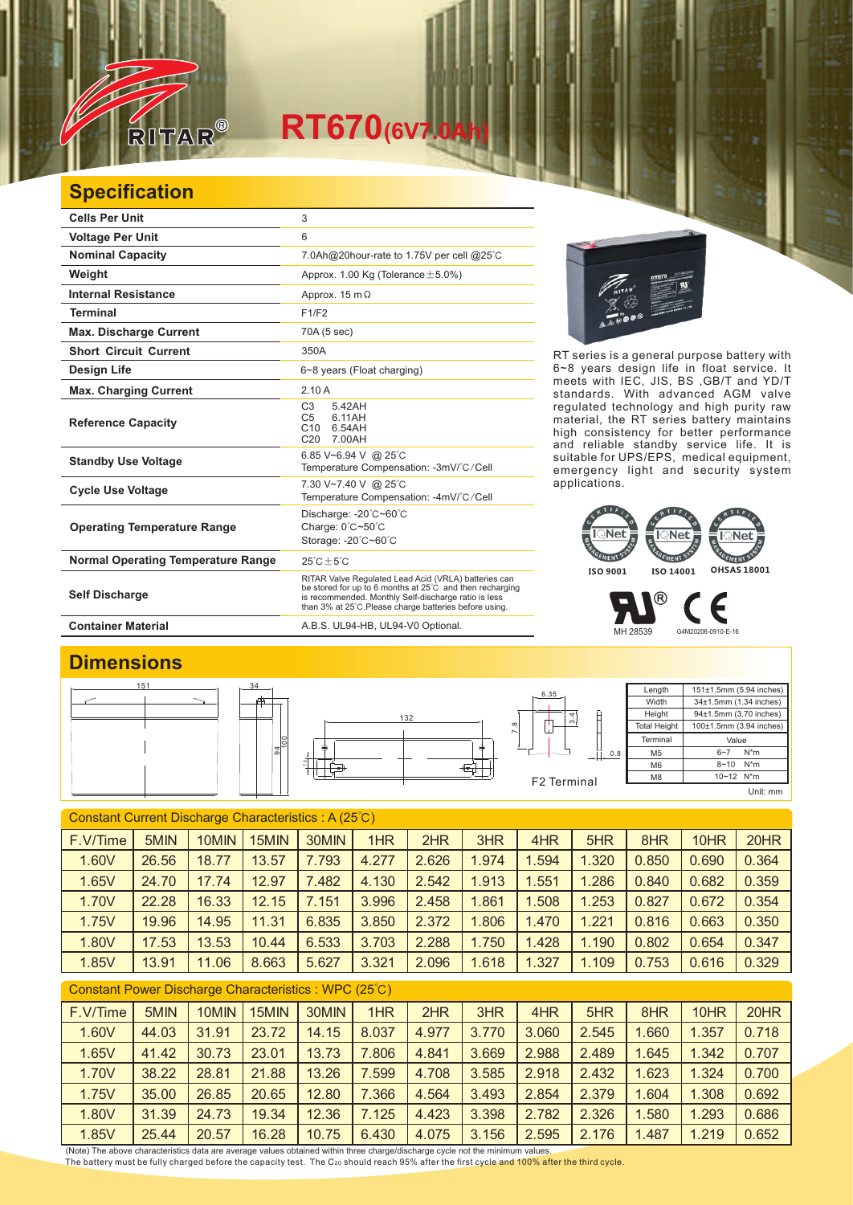RITAR®

# RT670(6V7.0Ah)

## Specification

| | |
|---|---|
| **Cells Per Unit** | 3 |
| **Voltage Per Unit** | 6 |
| **Nominal Capacity** | 7.0Ah@20hour-rate to 1.75V per cell @25°C |
| **Weight** | Approx. 1.00 Kg (Tolerance±5.0%) |
| **Internal Resistance** | Approx. 15 mΩ |
| **Terminal** | F1/F2 |
| **Max. Discharge Current** | 70A (5 sec) |
| **Short Circuit Current** | 350A |
| **Design Life** | 6~8 years (Float charging) |
| **Max. Charging Current** | 2.10 A |
| **Reference Capacity** | C3 5.42AH<br>C5 6.11AH<br>C10 6.54AH<br>C20 7.00AH |
| **Standby Use Voltage** | 6.85 V~6.94 V @ 25°C<br>Temperature Compensation: -3mV/°C/Cell |
| **Cycle Use Voltage** | 7.30 V~7.40 V @ 25°C<br>Temperature Compensation: -4mV/°C/Cell |
| **Operating Temperature Range** | Discharge: -20°C~60°C<br>Charge: 0°C~50°C<br>Storage: -20°C~60°C |
| **Normal Operating Temperature Range** | 25°C±5°C |
| **Self Discharge** | RITAR Valve Regulated Lead Acid (VRLA) batteries can be stored for up to 6 months at 25°C and then recharging is recommended. Monthly Self-discharge ratio is less than 3% at 25°C.Please charge batteries before using. |
| **Container Material** | A.B.S. UL94-HB, UL94-V0 Optional. |

RT series is a general purpose battery with 6~8 years design life in float service. It meets with IEC, JIS, BS ,GB/T and YD/T standards. With advanced AGM valve regulated technology and high purity raw material, the RT series battery maintains high consistency for better performance and reliable standby service life. It is suitable for UPS/EPS, medical equipment, emergency light and security system applications.

ISO 9001 ISO 14001 OHSAS 18001

MH 28539 G4M20206-0910-E-16

## Dimensions

F2 Terminal

| Length | 151±1.5mm (5.94 inches) |
|---|---|
| Width | 34±1.5mm (1.34 inches) |
| Height | 94±1.5mm (3.70 inches) |
| Total Height | 100±1.5mm (3.94 inches) |

| Terminal | Value |
|---|---|
| M5 | 6~7 N*m |
| M6 | 8~10 N*m |
| M8 | 10~12 N*m |

Unit: mm

### Constant Current Discharge Characteristics : A (25°C)

| F.V/Time | 5MIN | 10MIN | 15MIN | 30MIN | 1HR | 2HR | 3HR | 4HR | 5HR | 8HR | 10HR | 20HR |
|---|---|---|---|---|---|---|---|---|---|---|---|---|
| 1.60V | 26.56 | 18.77 | 13.57 | 7.793 | 4.277 | 2.626 | 1.974 | 1.594 | 1.320 | 0.850 | 0.690 | 0.364 |
| 1.65V | 24.70 | 17.74 | 12.97 | 7.482 | 4.130 | 2.542 | 1.913 | 1.551 | 1.286 | 0.840 | 0.682 | 0.359 |
| 1.70V | 22.28 | 16.33 | 12.15 | 7.151 | 3.996 | 2.458 | 1.861 | 1.508 | 1.253 | 0.827 | 0.672 | 0.354 |
| 1.75V | 19.96 | 14.95 | 11.31 | 6.835 | 3.850 | 2.372 | 1.806 | 1.470 | 1.221 | 0.816 | 0.663 | 0.350 |
| 1.80V | 17.53 | 13.53 | 10.44 | 6.533 | 3.703 | 2.288 | 1.750 | 1.428 | 1.190 | 0.802 | 0.654 | 0.347 |
| 1.85V | 13.91 | 11.06 | 8.663 | 5.627 | 3.321 | 2.096 | 1.618 | 1.327 | 1.109 | 0.753 | 0.616 | 0.329 |

### Constant Power Discharge Characteristics : WPC (25°C)

| F.V/Time | 5MIN | 10MIN | 15MIN | 30MIN | 1HR | 2HR | 3HR | 4HR | 5HR | 8HR | 10HR | 20HR |
|---|---|---|---|---|---|---|---|---|---|---|---|---|
| 1.60V | 44.03 | 31.91 | 23.72 | 14.15 | 8.037 | 4.977 | 3.770 | 3.060 | 2.545 | 1.660 | 1.357 | 0.718 |
| 1.65V | 41.42 | 30.73 | 23.01 | 13.73 | 7.806 | 4.841 | 3.669 | 2.988 | 2.489 | 1.645 | 1.342 | 0.707 |
| 1.70V | 38.22 | 28.81 | 21.88 | 13.26 | 7.599 | 4.708 | 3.585 | 2.918 | 2.432 | 1.623 | 1.324 | 0.700 |
| 1.75V | 35.00 | 26.85 | 20.65 | 12.80 | 7.366 | 4.564 | 3.493 | 2.854 | 2.379 | 1.604 | 1.308 | 0.692 |
| 1.80V | 31.39 | 24.73 | 19.34 | 12.36 | 7.125 | 4.423 | 3.398 | 2.782 | 2.326 | 1.580 | 1.293 | 0.686 |
| 1.85V | 25.44 | 20.57 | 16.28 | 10.75 | 6.430 | 4.075 | 3.156 | 2.595 | 2.176 | 1.487 | 1.219 | 0.652 |

(Note) The above characteristics data are average values obtained within three charge/discharge cycle not the minimum values.
The battery must be fully charged before the capacity test. The $C_{20}$ should reach 95% after the first cycle and 100% after the third cycle.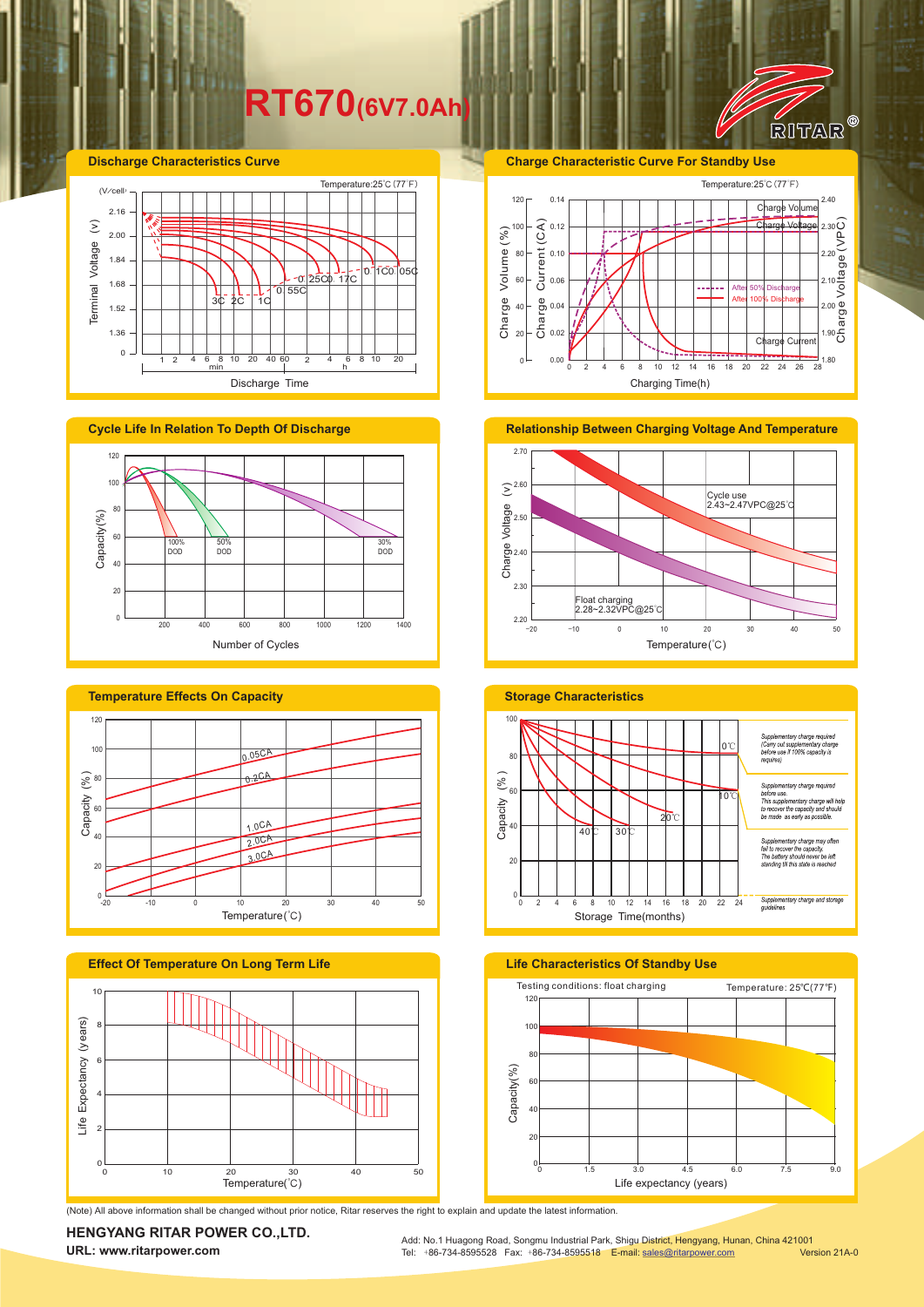# RT670(6V7.0Ah)

RITAR®

## Discharge Characteristics Curve

Temperature:25℃ (77℉)

(V/cell)

Terminal Voltage (v)

2.16
2.00
1.84
1.68
1.52
1.36
0

3C 2C 1C 0.55C 0.25C 0.17C 0.1C 0.05C

1 2 4 6 8 10 20 40 60 2 4 6 8 10 20

min h

Discharge Time

## Charge Characteristic Curve For Standby Use

Temperature:25℃ (77℉)

Charge Volume (%) Charge Current (CA) Charge Voltage (VPC)

Charge Volume

Charge Voltage

After 50% Discharge

After 100% Discharge

Charge Current

0 2 4 6 8 10 12 14 16 18 20 22 24 26 28

Charging Time(h)

## Cycle Life In Relation To Depth Of Discharge

Capacity(%)

100% DOD

50% DOD

30% DOD

200 400 600 800 1000 1200 1400

Number of Cycles

## Relationship Between Charging Voltage And Temperature

Charge Voltage (v)

Cycle use 2.43~2.47VPC@25℃

Float charging 2.28~2.32VPC@25℃

−20 −10 0 10 20 30 40 50

Temperature(℃)

## Temperature Effects On Capacity

Capacity (%)

0.05CA

0.2CA

1.0CA

2.0CA

3.0CA

-20 -10 0 10 20 30 40 50

Temperature(℃)

## Storage Characteristics

Capacity (%)

0℃ 10℃ 20℃ 30℃ 40℃

0 2 4 6 8 10 12 14 16 18 20 22 24

Storage Time(months)

*Supplementary charge required (Carry out supplementary charge before use if 100% capacity is requires)*

*Supplementary charge required before use. This supplementary charge will help to recover the capacity and should be made as early as possible.*

*Supplementary charge may often fail to recover the capacity. The battery should never be left standing till this state is reached*

*Supplementary charge and storage guidelines*

## Effect Of Temperature On Long Term Life

Life Expectancy (years)

0 10 20 30 40 50

Temperature(℃)

## Life Characteristics Of Standby Use

Testing conditions: float charging

Temperature: 25℃(77℉)

Capacity(%)

0 1.5 3.0 4.5 6.0 7.5 9.0

Life expectancy (years)

(Note) All above information shall be changed without prior notice, Ritar reserves the right to explain and update the latest information.

**HENGYANG RITAR POWER CO.,LTD.**

**URL: www.ritarpower.com**

Add: No.1 Huagong Road, Songmu Industrial Park, Shigu District, Hengyang, Hunan, China 421001

Tel: +86-734-8595528 Fax: +86-734-8595518 E-mail: sales@ritarpower.com

Version 21A-0